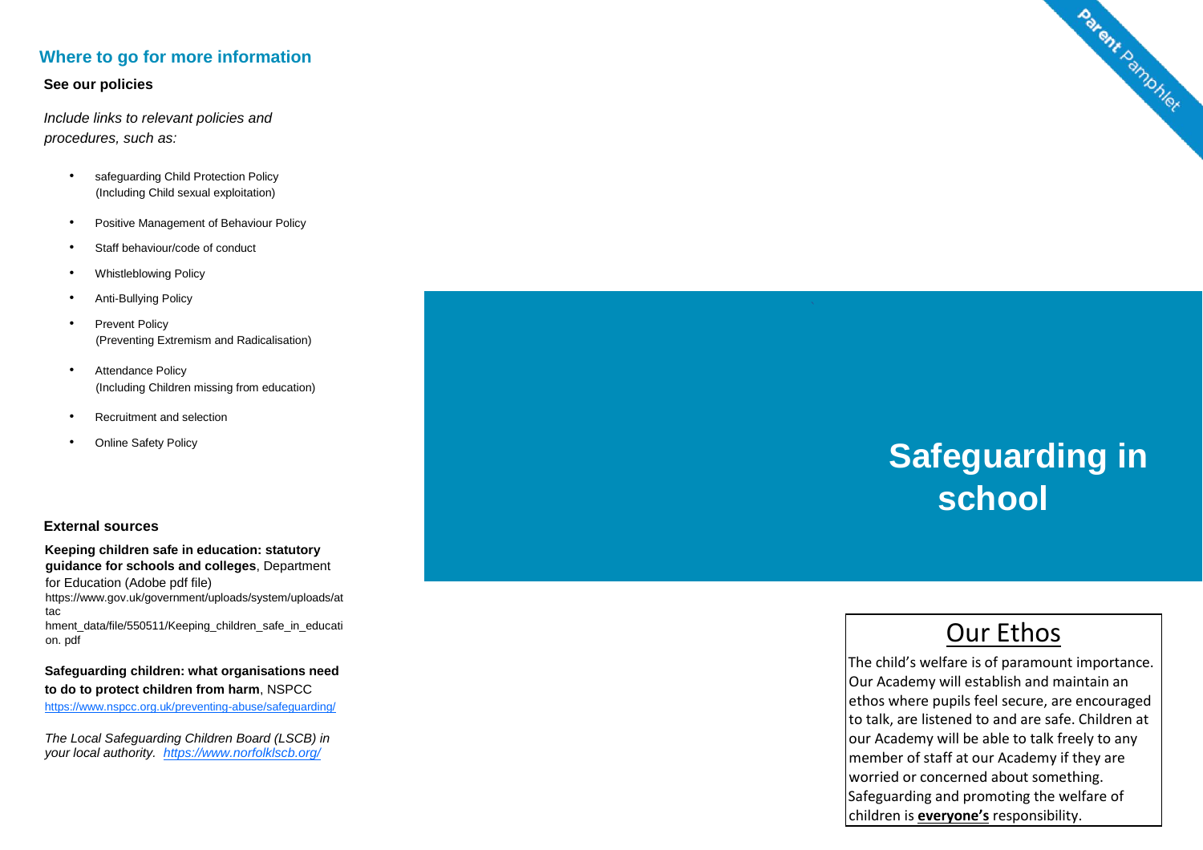## Where to go for more information

**See our policies**

*Include links to relevant policies and procedures, such as:*

- safeguarding Child Protection Policy (Including Child sexual exploitation)
- Positive Management of Behaviour Policy
- Staff behaviour/code of conduct
- Whistleblowing Policy
- Anti-Bullying Policy
- Prevent Policy (Preventing Extremism and Radicalisation)
- Attendance Policy (Including Children missing from education)
- Recruitment and selection
- Online Safety Policy

**External sources**

**Keeping children safe in education: statutory guidance for schools and colleges**, Department for Education (Adobe pdf file)
https://www.gov.uk/government/uploads/system/uploads/attachment_data/file/550511/Keeping_children_safe_in_education.pdf

**Safeguarding children: what organisations need to do to protect children from harm**, NSPCC
https://www.nspcc.org.uk/preventing-abuse/safeguarding/

*The Local Safeguarding Children Board (LSCB) in your local authority. https://www.norfolklscb.org/*

Parent Pamphlet

# Safeguarding in school

## Our Ethos

The child's welfare is of paramount importance. Our Academy will establish and maintain an ethos where pupils feel secure, are encouraged to talk, are listened to and are safe. Children at our Academy will be able to talk freely to any member of staff at our Academy if they are worried or concerned about something. Safeguarding and promoting the welfare of children is **everyone's** responsibility.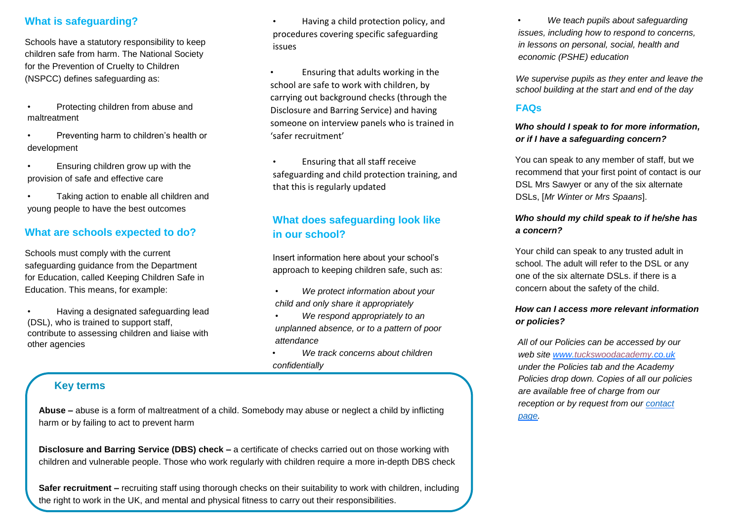## What is safeguarding?

Schools have a statutory responsibility to keep children safe from harm. The National Society for the Prevention of Cruelty to Children (NSPCC) defines safeguarding as:

- Protecting children from abuse and maltreatment
- Preventing harm to children's health or development
- Ensuring children grow up with the provision of safe and effective care
- Taking action to enable all children and young people to have the best outcomes

## What are schools expected to do?

Schools must comply with the current safeguarding guidance from the Department for Education, called Keeping Children Safe in Education. This means, for example:

- Having a designated safeguarding lead (DSL), who is trained to support staff, contribute to assessing children and liaise with other agencies
- Having a child protection policy, and procedures covering specific safeguarding issues
- Ensuring that adults working in the school are safe to work with children, by carrying out background checks (through the Disclosure and Barring Service) and having someone on interview panels who is trained in 'safer recruitment'
- Ensuring that all staff receive safeguarding and child protection training, and that this is regularly updated

## What does safeguarding look like in our school?

Insert information here about your school's approach to keeping children safe, such as:

- *We protect information about your child and only share it appropriately*
- *We respond appropriately to an unplanned absence, or to a pattern of poor attendance*
- *We track concerns about children confidentially*
- *We teach pupils about safeguarding issues, including how to respond to concerns, in lessons on personal, social, health and economic (PSHE) education*

*We supervise pupils as they enter and leave the school building at the start and end of the day*

## Key terms

**Abuse –** abuse is a form of maltreatment of a child. Somebody may abuse or neglect a child by inflicting harm or by failing to act to prevent harm

**Disclosure and Barring Service (DBS) check –** a certificate of checks carried out on those working with children and vulnerable people. Those who work regularly with children require a more in-depth DBS check

**Safer recruitment –** recruiting staff using thorough checks on their suitability to work with children, including the right to work in the UK, and mental and physical fitness to carry out their responsibilities.

## FAQs

***Who should I speak to for more information, or if I have a safeguarding concern?***

You can speak to any member of staff, but we recommend that your first point of contact is our DSL Mrs Sawyer or any of the six alternate DSLs, [*Mr Winter or Mrs Spaans*].

***Who should my child speak to if he/she has a concern?***

Your child can speak to any trusted adult in school. The adult will refer to the DSL or any one of the six alternate DSLs. if there is a concern about the safety of the child.

***How can I access more relevant information or policies?***

*All of our Policies can be accessed by our web site [www.tuckswoodacademy.co.uk](http://www.tuckswoodacademy.co.uk) under the Policies tab and the Academy Policies drop down. Copies of all our policies are available free of charge from our reception or by request from our [contact page](#).*